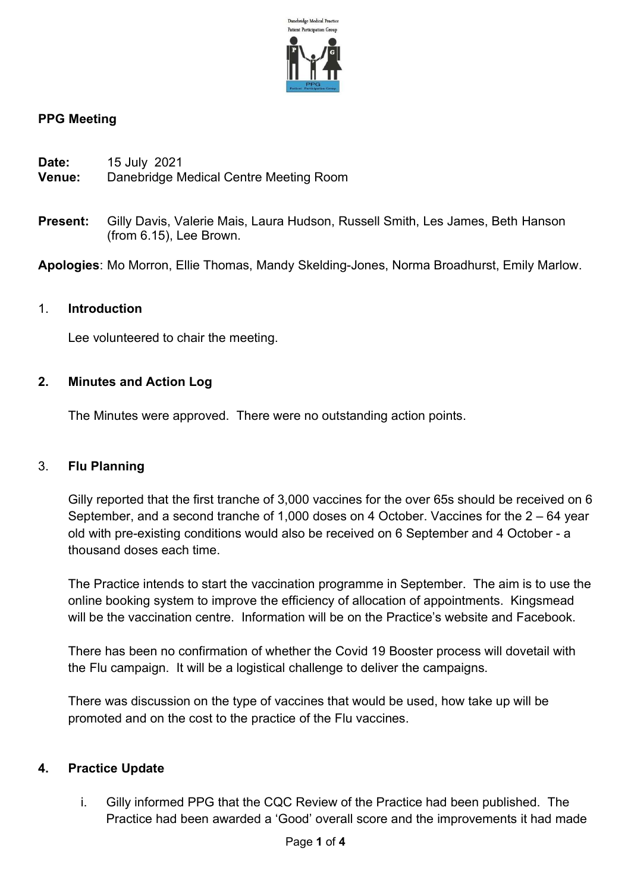## PPG Meeting

**Date:** 15 July 2021
**Venue:** Danebridge Medical Centre Meeting Room

**Present:** Gilly Davis, Valerie Mais, Laura Hudson, Russell Smith, Les James, Beth Hanson (from 6.15), Lee Brown.

**Apologies**: Mo Morron, Ellie Thomas, Mandy Skelding-Jones, Norma Broadhurst, Emily Marlow.

### 1. **Introduction**

Lee volunteered to chair the meeting.

### 2. **Minutes and Action Log**

The Minutes were approved. There were no outstanding action points.

### 3. **Flu Planning**

Gilly reported that the first tranche of 3,000 vaccines for the over 65s should be received on 6 September, and a second tranche of 1,000 doses on 4 October. Vaccines for the 2 – 64 year old with pre-existing conditions would also be received on 6 September and 4 October - a thousand doses each time.

The Practice intends to start the vaccination programme in September. The aim is to use the online booking system to improve the efficiency of allocation of appointments. Kingsmead will be the vaccination centre. Information will be on the Practice's website and Facebook.

There has been no confirmation of whether the Covid 19 Booster process will dovetail with the Flu campaign. It will be a logistical challenge to deliver the campaigns.

There was discussion on the type of vaccines that would be used, how take up will be promoted and on the cost to the practice of the Flu vaccines.

### 4. **Practice Update**

i. Gilly informed PPG that the CQC Review of the Practice had been published. The Practice had been awarded a 'Good' overall score and the improvements it had made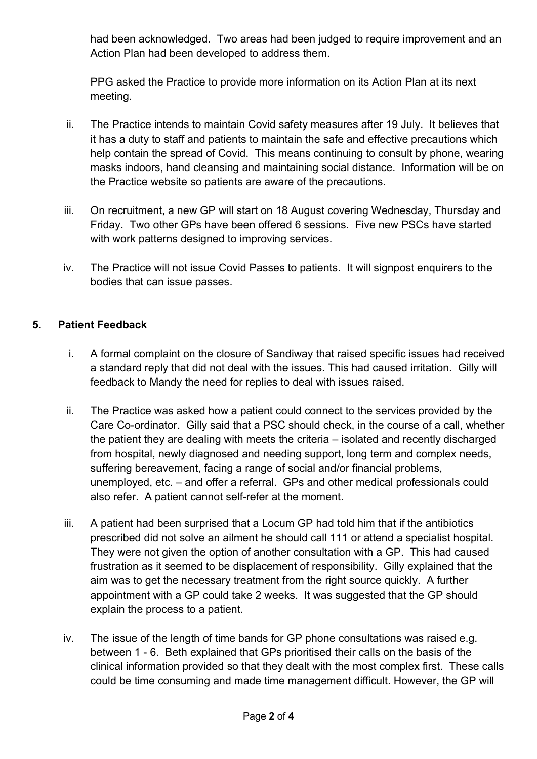had been acknowledged. Two areas had been judged to require improvement and an Action Plan had been developed to address them.

PPG asked the Practice to provide more information on its Action Plan at its next meeting.

ii. The Practice intends to maintain Covid safety measures after 19 July. It believes that it has a duty to staff and patients to maintain the safe and effective precautions which help contain the spread of Covid. This means continuing to consult by phone, wearing masks indoors, hand cleansing and maintaining social distance. Information will be on the Practice website so patients are aware of the precautions.

iii. On recruitment, a new GP will start on 18 August covering Wednesday, Thursday and Friday. Two other GPs have been offered 6 sessions. Five new PSCs have started with work patterns designed to improving services.

iv. The Practice will not issue Covid Passes to patients. It will signpost enquirers to the bodies that can issue passes.

## 5. Patient Feedback

i. A formal complaint on the closure of Sandiway that raised specific issues had received a standard reply that did not deal with the issues. This had caused irritation. Gilly will feedback to Mandy the need for replies to deal with issues raised.

ii. The Practice was asked how a patient could connect to the services provided by the Care Co-ordinator. Gilly said that a PSC should check, in the course of a call, whether the patient they are dealing with meets the criteria – isolated and recently discharged from hospital, newly diagnosed and needing support, long term and complex needs, suffering bereavement, facing a range of social and/or financial problems, unemployed, etc. – and offer a referral. GPs and other medical professionals could also refer. A patient cannot self-refer at the moment.

iii. A patient had been surprised that a Locum GP had told him that if the antibiotics prescribed did not solve an ailment he should call 111 or attend a specialist hospital. They were not given the option of another consultation with a GP. This had caused frustration as it seemed to be displacement of responsibility. Gilly explained that the aim was to get the necessary treatment from the right source quickly. A further appointment with a GP could take 2 weeks. It was suggested that the GP should explain the process to a patient.

iv. The issue of the length of time bands for GP phone consultations was raised e.g. between 1 - 6. Beth explained that GPs prioritised their calls on the basis of the clinical information provided so that they dealt with the most complex first. These calls could be time consuming and made time management difficult. However, the GP will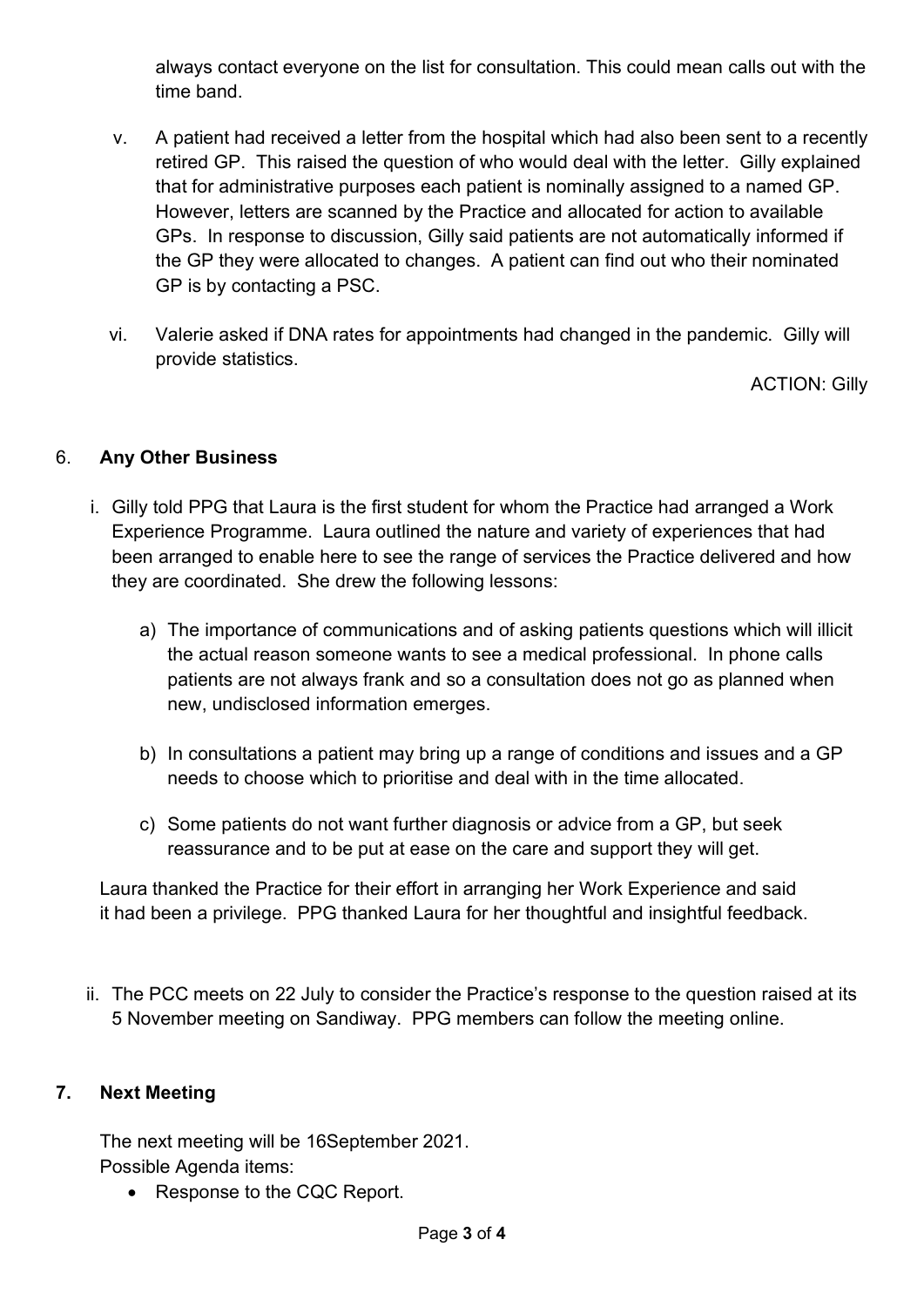always contact everyone on the list for consultation. This could mean calls out with the time band.

v. A patient had received a letter from the hospital which had also been sent to a recently retired GP. This raised the question of who would deal with the letter. Gilly explained that for administrative purposes each patient is nominally assigned to a named GP. However, letters are scanned by the Practice and allocated for action to available GPs. In response to discussion, Gilly said patients are not automatically informed if the GP they were allocated to changes. A patient can find out who their nominated GP is by contacting a PSC.

vi. Valerie asked if DNA rates for appointments had changed in the pandemic. Gilly will provide statistics.

ACTION: Gilly

## 6. **Any Other Business**

i. Gilly told PPG that Laura is the first student for whom the Practice had arranged a Work Experience Programme. Laura outlined the nature and variety of experiences that had been arranged to enable here to see the range of services the Practice delivered and how they are coordinated. She drew the following lessons:

   a) The importance of communications and of asking patients questions which will illicit the actual reason someone wants to see a medical professional. In phone calls patients are not always frank and so a consultation does not go as planned when new, undisclosed information emerges.

   b) In consultations a patient may bring up a range of conditions and issues and a GP needs to choose which to prioritise and deal with in the time allocated.

   c) Some patients do not want further diagnosis or advice from a GP, but seek reassurance and to be put at ease on the care and support they will get.

Laura thanked the Practice for their effort in arranging her Work Experience and said it had been a privilege. PPG thanked Laura for her thoughtful and insightful feedback.

ii. The PCC meets on 22 July to consider the Practice's response to the question raised at its 5 November meeting on Sandiway. PPG members can follow the meeting online.

## **7. Next Meeting**

The next meeting will be 16September 2021.
Possible Agenda items:

- Response to the CQC Report.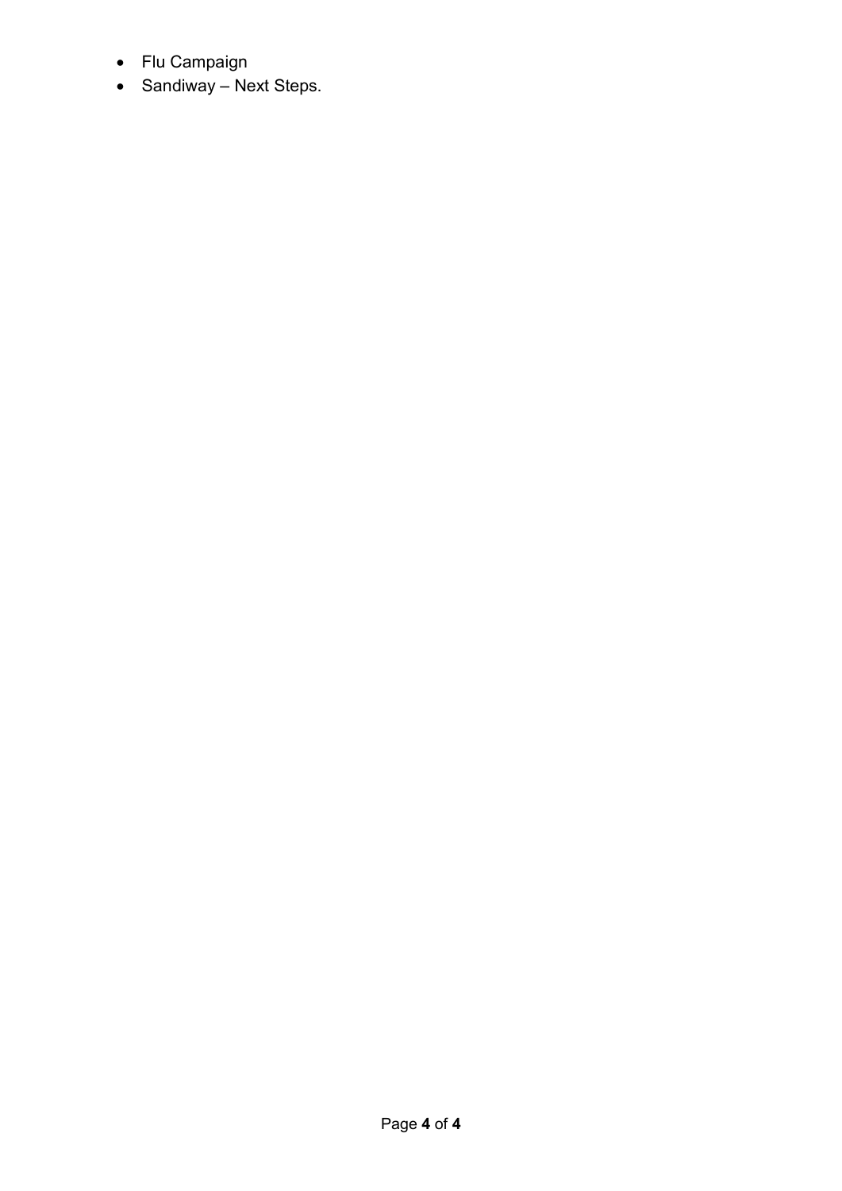- Flu Campaign
- Sandiway – Next Steps.